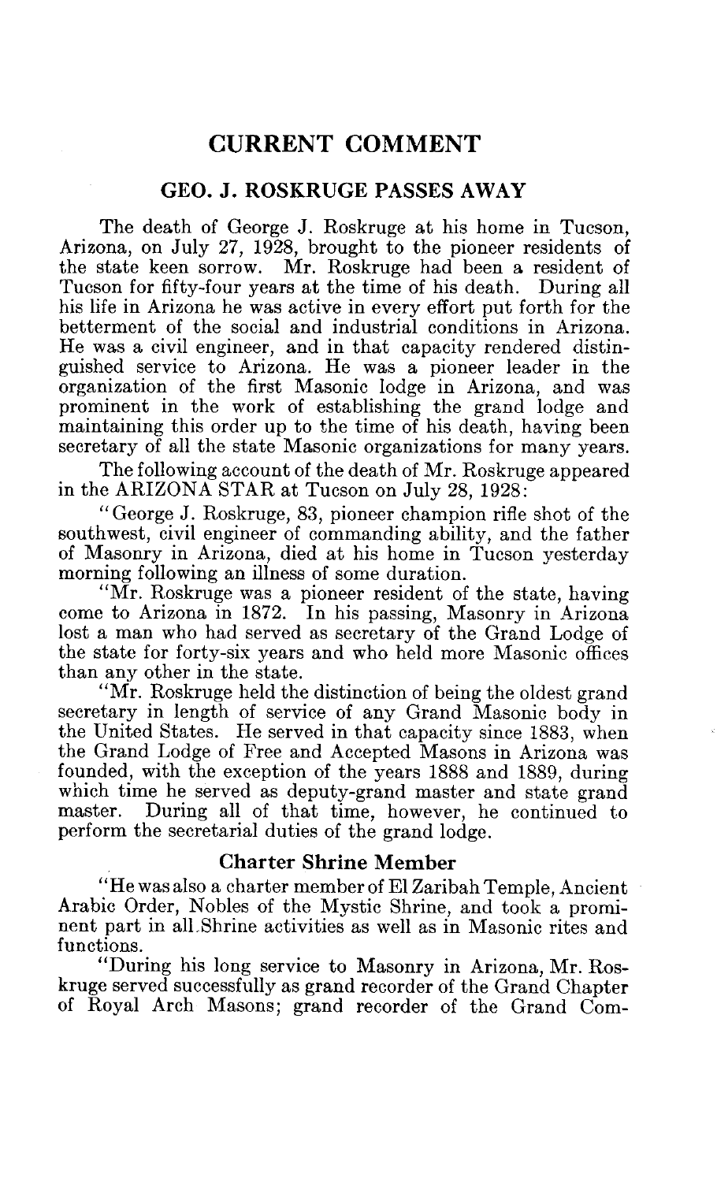# CURRENT COMMENT

## GEO. J. ROSKRUGE PASSES AWAY

The death of George J. Roskruge at his home in Tucson, Arizona, on July 27, 1928, brought to the pioneer residents of the state keen sorrow. Mr. Roskruge had been a resident of Tucson for fifty-four years at the time of his death. During all his life in Arizona he was active in every effort put forth for the betterment of the social and industrial conditions in Arizona. He was a civil engineer, and in that capacity rendered distinguished service to Arizona. He was a pioneer leader in the organization of the first Masonic lodge in Arizona, and was prominent in the work of establishing the grand lodge and maintaining this order up to the time of his death, having been secretary of all the state Masonic organizations for many years.

The following account of the death of Mr. Roskruge appeared in the ARIZONA STAR at Tucson on July 28, 1928:

"George J. Roskruge, 83, pioneer champion rifle shot of the southwest, civil engineer of commanding ability, and the father of Masonry in Arizona, died at his home in Tucson yesterday morning following an illness of some duration.

"Mr. Roskruge was a pioneer resident of the state, having come to Arizona in 1872. In his passing, Masonry in Arizona lost a man who had served as secretary of the Grand Lodge of the state for forty-six years and who held more Masonic offices than any other in the state.

"Mr. Roskruge held the distinction of being the oldest grand secretary in length of service of any Grand Masonic body in the United States. He served in that capacity since 1883, when the Grand Lodge of Free and Accepted Masons in Arizona was founded, with the exception of the years 1888 and 1889, during which time he served as deputy-grand master and state grand master. During all of that time, however, he continued to perform the secretarial duties of the grand lodge.

### Charter Shrine Member

"He was also a charter member of El Zaribah Temple, Ancient Arabic Order, Nobles of the Mystic Shrine, and took a prominent part in all Shrine activities as well as in Masonic rites and functions.

"During his long service to Masonry in Arizona, Mr. Roskruge served successfully as grand recorder of the Grand Chapter of Royal Arch Masons; grand recorder of the Grand Com-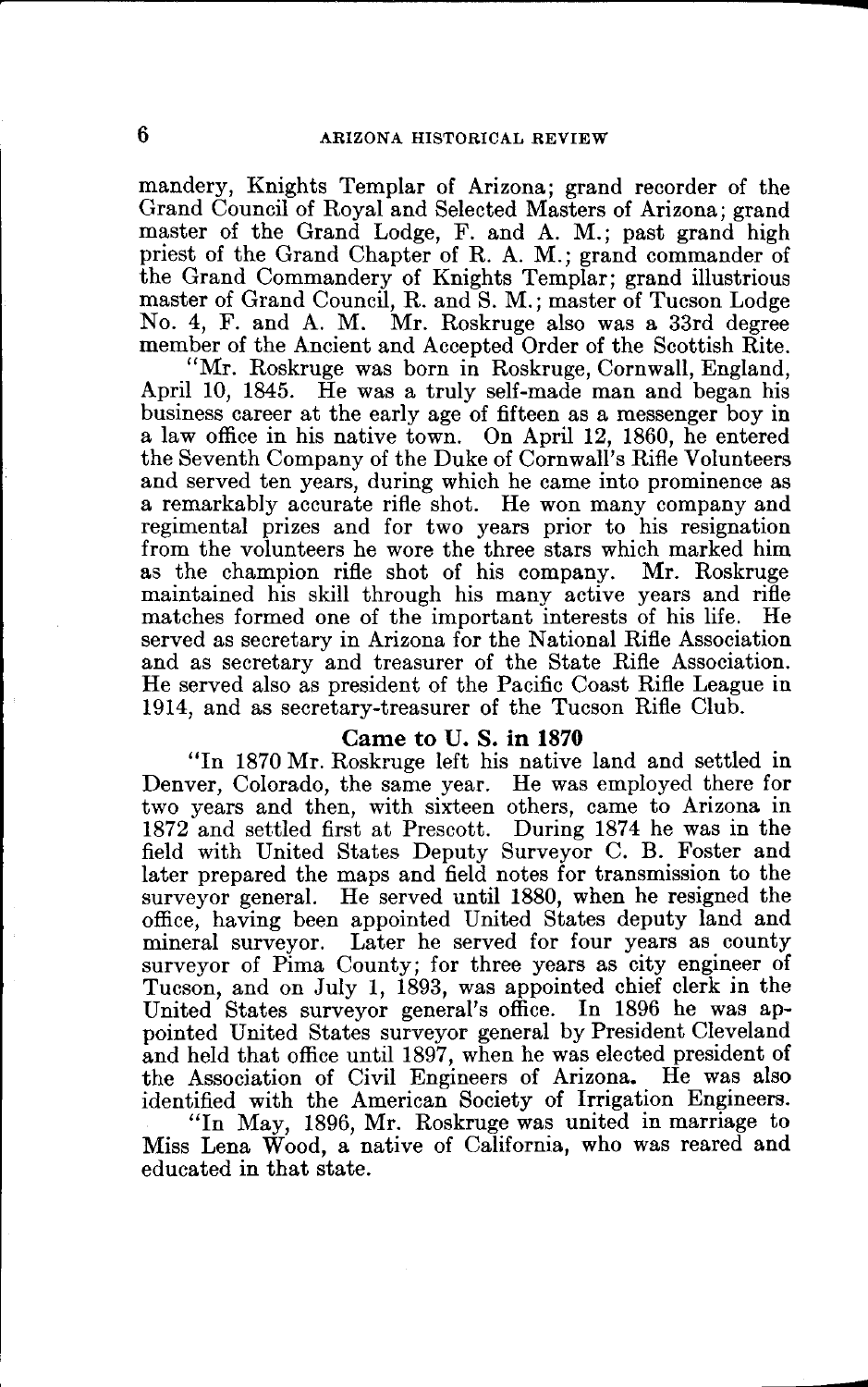mandery, Knights Templar of Arizona; grand recorder of the Grand Council of Royal and Selected Masters of Arizona; grand master of the Grand Lodge, F. and A. M.; past grand high priest of the Grand Chapter of R. A. M.; grand commander of the Grand Commandery of Knights Templar; grand illustrious master of Grand Council, R. and S. M.; master of Tucson Lodge No. 4, F. and A. M. Mr. Roskruge also was a 33rd degree member of the Ancient and Accepted Order of the Scottish Rite.

"Mr. Roskruge was born in Roskruge, Cornwall, England, April 10, 1845. He was a truly self-made man and began his business career at the early age of fifteen as a messenger boy in a law office in his native town. On April 12, 1860, he entered the Seventh Company of the Duke of Cornwall's Rifle Volunteers and served ten years, during which he came into prominence as a remarkably accurate rifle shot. He won many company and regimental prizes and for two years prior to his resignation from the volunteers he wore the three stars which marked him as the champion rifle shot of his company. Mr. Roskruge maintained his skill through his many active years and rifle matches formed one of the important interests of his life. He served as secretary in Arizona for the National Rifle Association and as secretary and treasurer of the State Rifle Association. He served also as president of the Pacific Coast Rifle League in 1914, and as secretary-treasurer of the Tucson Rifle Club.

## Came to U. S. in 1870

"In 1870 Mr. Roskruge left his native land and settled in Denver, Colorado, the same year. He was employed there for two years and then, with sixteen others, came to Arizona in 1872 and settled first at Prescott. During 1874 he was in the field with United States Deputy Surveyor C. B. Foster and later prepared the maps and field notes for transmission to the surveyor general. He served until 1880, when he resigned the office, having been appointed United States deputy land and mineral surveyor. Later he served for four years as county surveyor of Pima County; for three years as city engineer of Tucson, and on July 1, 1893, was appointed chief clerk in the United States surveyor general's office. In 1896 he was appointed United States surveyor general by President Cleveland and held that office until 1897, when he was elected president of the Association of Civil Engineers of Arizona. He was also identified with the American Society of Irrigation Engineers.

"In May, 1896, Mr. Roskruge was united in marriage to Miss Lena Wood, a native of California, who was reared and educated in that state.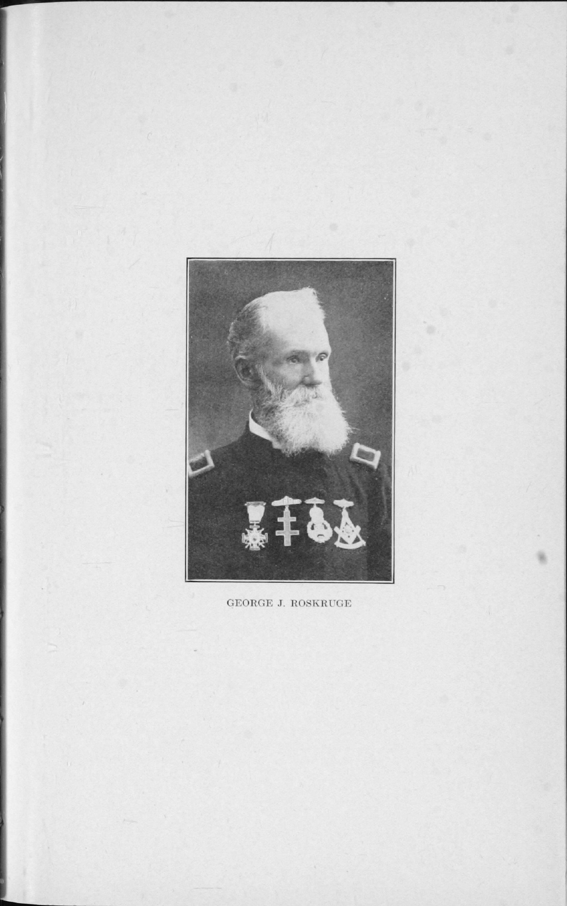GEORGE J. ROSKRUGE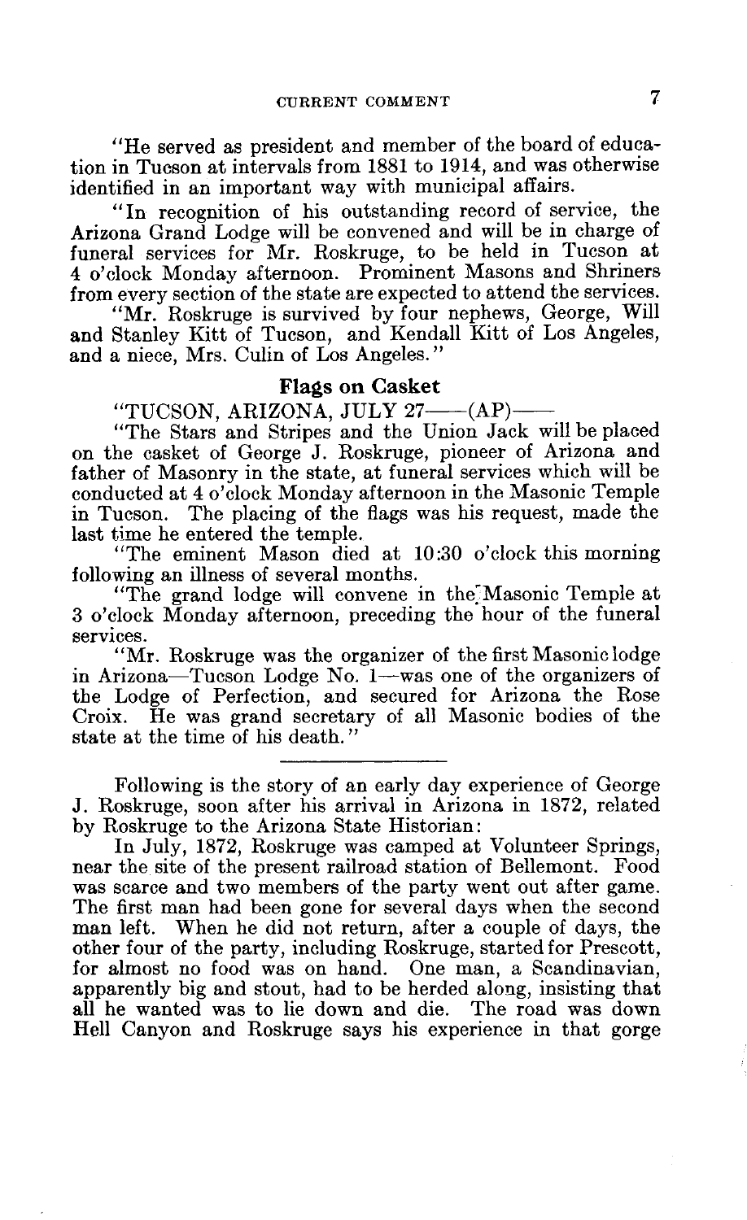"He served as president and member of the board of education in Tucson at intervals from 1881 to 1914, and was otherwise identified in an important way with municipal affairs.

"In recognition of his outstanding record of service, the Arizona Grand Lodge will be convened and will be in charge of funeral services for Mr. Roskruge, to be held in Tucson at 4 o'clock Monday afternoon. Prominent Masons and Shriners from every section of the state are expected to attend the services.

"Mr. Roskruge is survived by four nephews, George, Will and Stanley Kitt of Tucson, and Kendall Kitt of Los Angeles, and a niece, Mrs. Culin of Los Angeles."

### Flags on Casket

"TUCSON, ARIZONA, JULY 27——(AP)——

"The Stars and Stripes and the Union Jack will be placed on the casket of George J. Roskruge, pioneer of Arizona and father of Masonry in the state, at funeral services which will be conducted at 4 o'clock Monday afternoon in the Masonic Temple in Tucson. The placing of the flags was his request, made the last time he entered the temple.

"The eminent Mason died at 10:30 o'clock this morning following an illness of several months.

"The grand lodge will convene in the Masonic Temple at 3 o'clock Monday afternoon, preceding the hour of the funeral services.

"Mr. Roskruge was the organizer of the first Masonic lodge in Arizona—Tucson Lodge No. 1—was one of the organizers of the Lodge of Perfection, and secured for Arizona the Rose Croix. He was grand secretary of all Masonic bodies of the state at the time of his death."

---

Following is the story of an early day experience of George J. Roskruge, soon after his arrival in Arizona in 1872, related by Roskruge to the Arizona State Historian:

In July, 1872, Roskruge was camped at Volunteer Springs, near the site of the present railroad station of Bellemont. Food was scarce and two members of the party went out after game. The first man had been gone for several days when the second man left. When he did not return, after a couple of days, the other four of the party, including Roskruge, started for Prescott, for almost no food was on hand. One man, a Scandinavian, apparently big and stout, had to be herded along, insisting that all he wanted was to lie down and die. The road was down Hell Canyon and Roskruge says his experience in that gorge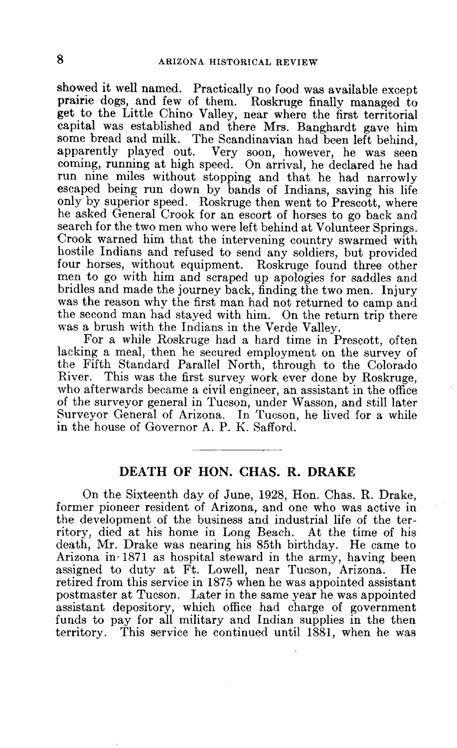showed it well named. Practically no food was available except prairie dogs, and few of them. Roskruge finally managed to get to the Little Chino Valley, near where the first territorial capital was established and there Mrs. Banghardt gave him some bread and milk. The Scandinavian had been left behind, apparently played out. Very soon, however, he was seen coming, running at high speed. On arrival, he declared he had run nine miles without stopping and that he had narrowly escaped being run down by bands of Indians, saving his life only by superior speed. Roskruge then went to Prescott, where he asked General Crook for an escort of horses to go back and search for the two men who were left behind at Volunteer Springs. Crook warned him that the intervening country swarmed with hostile Indians and refused to send any soldiers, but provided four horses, without equipment. Roskruge found three other men to go with him and scraped up apologies for saddles and bridles and made the journey back, finding the two men. Injury was the reason why the first man had not returned to camp and the second man had stayed with him. On the return trip there was a brush with the Indians in the Verde Valley.

For a while Roskruge had a hard time in Prescott, often lacking a meal, then he secured employment on the survey of the Fifth Standard Parallel North, through to the Colorado River. This was the first survey work ever done by Roskruge, who afterwards became a civil engineer, an assistant in the office of the surveyor general in Tucson, under Wasson, and still later Surveyor General of Arizona. In Tucson, he lived for a while in the house of Governor A. P. K. Safford.

---

## DEATH OF HON. CHAS. R. DRAKE

On the Sixteenth day of June, 1928, Hon. Chas. R. Drake, former pioneer resident of Arizona, and one who was active in the development of the business and industrial life of the territory, died at his home in Long Beach. At the time of his death, Mr. Drake was nearing his 85th birthday. He came to Arizona in 1871 as hospital steward in the army, having been assigned to duty at Ft. Lowell, near Tucson, Arizona. He retired from this service in 1875 when he was appointed assistant postmaster at Tucson. Later in the same year he was appointed assistant depository, which office had charge of government funds to pay for all military and Indian supplies in the then territory. This service he continued until 1881, when he was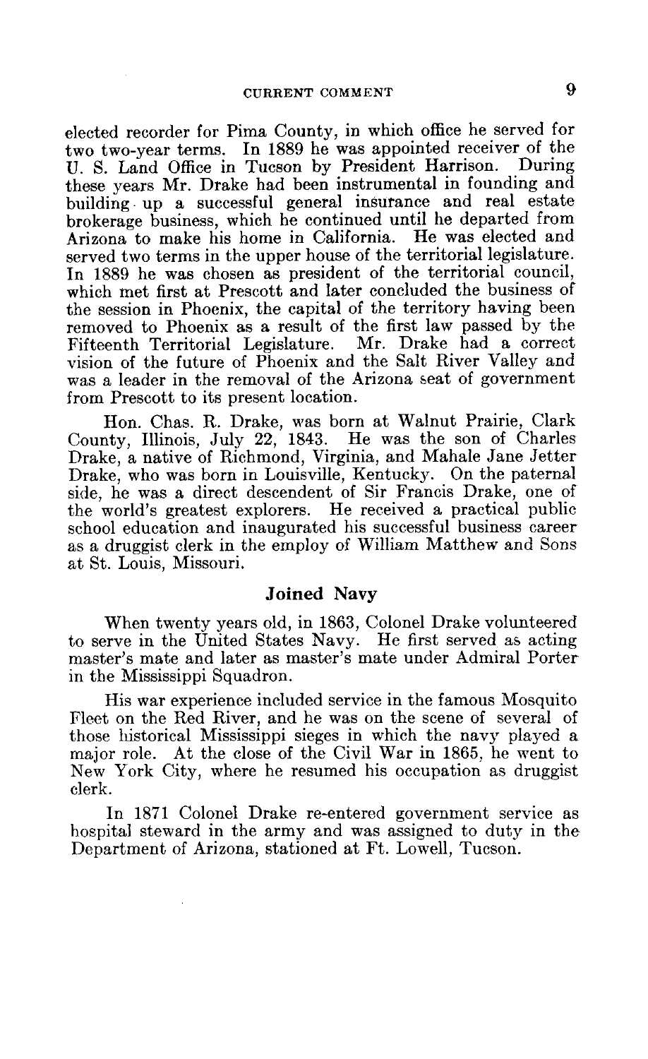elected recorder for Pima County, in which office he served for two two-year terms. In 1889 he was appointed receiver of the U. S. Land Office in Tucson by President Harrison. During these years Mr. Drake had been instrumental in founding and building up a successful general insurance and real estate brokerage business, which he continued until he departed from Arizona to make his home in California. He was elected and served two terms in the upper house of the territorial legislature. In 1889 he was chosen as president of the territorial council, which met first at Prescott and later concluded the business of the session in Phoenix, the capital of the territory having been removed to Phoenix as a result of the first law passed by the Fifteenth Territorial Legislature. Mr. Drake had a correct vision of the future of Phoenix and the Salt River Valley and was a leader in the removal of the Arizona seat of government from Prescott to its present location.

Hon. Chas. R. Drake, was born at Walnut Prairie, Clark County, Illinois, July 22, 1843. He was the son of Charles Drake, a native of Richmond, Virginia, and Mahale Jane Jetter Drake, who was born in Louisville, Kentucky. On the paternal side, he was a direct descendent of Sir Francis Drake, one of the world's greatest explorers. He received a practical public school education and inaugurated his successful business career as a druggist clerk in the employ of William Matthew and Sons at St. Louis, Missouri.

## Joined Navy

When twenty years old, in 1863, Colonel Drake volunteered to serve in the United States Navy. He first served as acting master's mate and later as master's mate under Admiral Porter in the Mississippi Squadron.

His war experience included service in the famous Mosquito Fleet on the Red River, and he was on the scene of several of those historical Mississippi sieges in which the navy played a major role. At the close of the Civil War in 1865, he went to New York City, where he resumed his occupation as druggist clerk.

In 1871 Colonel Drake re-entered government service as hospital steward in the army and was assigned to duty in the Department of Arizona, stationed at Ft. Lowell, Tucson.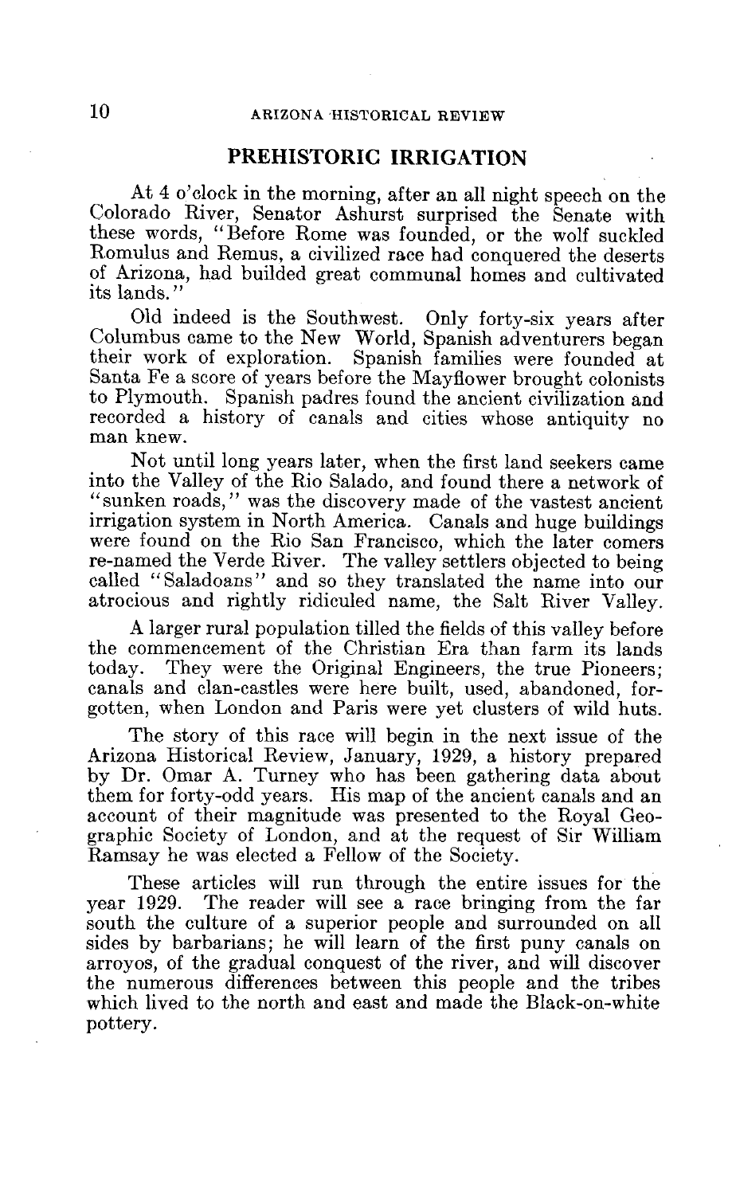## PREHISTORIC IRRIGATION

At 4 o'clock in the morning, after an all night speech on the Colorado River, Senator Ashurst surprised the Senate with these words, "Before Rome was founded, or the wolf suckled Romulus and Remus, a civilized race had conquered the deserts of Arizona, had builded great communal homes and cultivated its lands."

Old indeed is the Southwest. Only forty-six years after Columbus came to the New World, Spanish adventurers began their work of exploration. Spanish families were founded at Santa Fe a score of years before the Mayflower brought colonists to Plymouth. Spanish padres found the ancient civilization and recorded a history of canals and cities whose antiquity no man knew.

Not until long years later, when the first land seekers came into the Valley of the Rio Salado, and found there a network of "sunken roads," was the discovery made of the vastest ancient irrigation system in North America. Canals and huge buildings were found on the Rio San Francisco, which the later comers re-named the Verde River. The valley settlers objected to being called "Saladoans" and so they translated the name into our atrocious and rightly ridiculed name, the Salt River Valley.

A larger rural population tilled the fields of this valley before the commencement of the Christian Era than farm its lands today. They were the Original Engineers, the true Pioneers; canals and clan-castles were here built, used, abandoned, forgotten, when London and Paris were yet clusters of wild huts.

The story of this race will begin in the next issue of the Arizona Historical Review, January, 1929, a history prepared by Dr. Omar A. Turney who has been gathering data about them for forty-odd years. His map of the ancient canals and an account of their magnitude was presented to the Royal Geographic Society of London, and at the request of Sir William Ramsay he was elected a Fellow of the Society.

These articles will run through the entire issues for the year 1929. The reader will see a race bringing from the far south the culture of a superior people and surrounded on all sides by barbarians; he will learn of the first puny canals on arroyos, of the gradual conquest of the river, and will discover the numerous differences between this people and the tribes which lived to the north and east and made the Black-on-white pottery.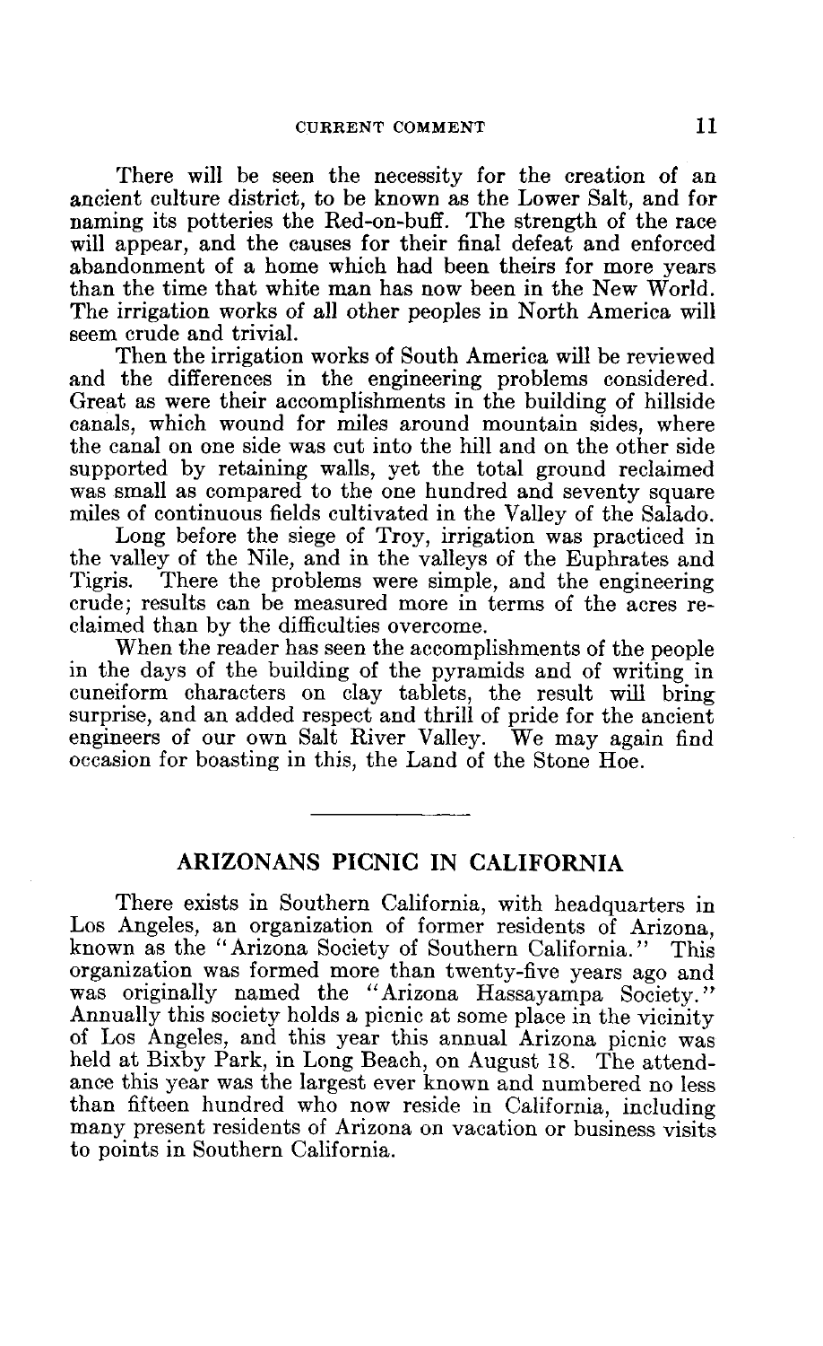There will be seen the necessity for the creation of an ancient culture district, to be known as the Lower Salt, and for naming its potteries the Red-on-buff. The strength of the race will appear, and the causes for their final defeat and enforced abandonment of a home which had been theirs for more years than the time that white man has now been in the New World. The irrigation works of all other peoples in North America will seem crude and trivial.

Then the irrigation works of South America will be reviewed and the differences in the engineering problems considered. Great as were their accomplishments in the building of hillside canals, which wound for miles around mountain sides, where the canal on one side was cut into the hill and on the other side supported by retaining walls, yet the total ground reclaimed was small as compared to the one hundred and seventy square miles of continuous fields cultivated in the Valley of the Salado.

Long before the siege of Troy, irrigation was practiced in the valley of the Nile, and in the valleys of the Euphrates and Tigris. There the problems were simple, and the engineering crude; results can be measured more in terms of the acres reclaimed than by the difficulties overcome.

When the reader has seen the accomplishments of the people in the days of the building of the pyramids and of writing in cuneiform characters on clay tablets, the result will bring surprise, and an added respect and thrill of pride for the ancient engineers of our own Salt River Valley. We may again find occasion for boasting in this, the Land of the Stone Hoe.

---

## ARIZONANS PICNIC IN CALIFORNIA

There exists in Southern California, with headquarters in Los Angeles, an organization of former residents of Arizona, known as the "Arizona Society of Southern California." This organization was formed more than twenty-five years ago and was originally named the "Arizona Hassayampa Society." Annually this society holds a picnic at some place in the vicinity of Los Angeles, and this year this annual Arizona picnic was held at Bixby Park, in Long Beach, on August 18. The attendance this year was the largest ever known and numbered no less than fifteen hundred who now reside in California, including many present residents of Arizona on vacation or business visits to points in Southern California.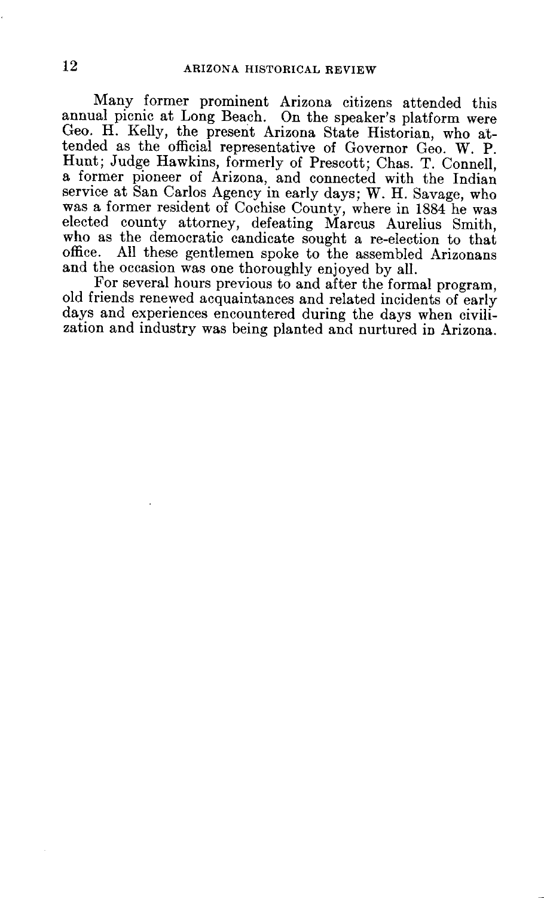Many former prominent Arizona citizens attended this annual picnic at Long Beach. On the speaker's platform were Geo. H. Kelly, the present Arizona State Historian, who attended as the official representative of Governor Geo. W. P. Hunt; Judge Hawkins, formerly of Prescott; Chas. T. Connell, a former pioneer of Arizona, and connected with the Indian service at San Carlos Agency in early days; W. H. Savage, who was a former resident of Cochise County, where in 1884 he was elected county attorney, defeating Marcus Aurelius Smith, who as the democratic candicate sought a re-election to that office. All these gentlemen spoke to the assembled Arizonans and the occasion was one thoroughly enjoyed by all.

For several hours previous to and after the formal program, old friends renewed acquaintances and related incidents of early days and experiences encountered during the days when civilization and industry was being planted and nurtured in Arizona.